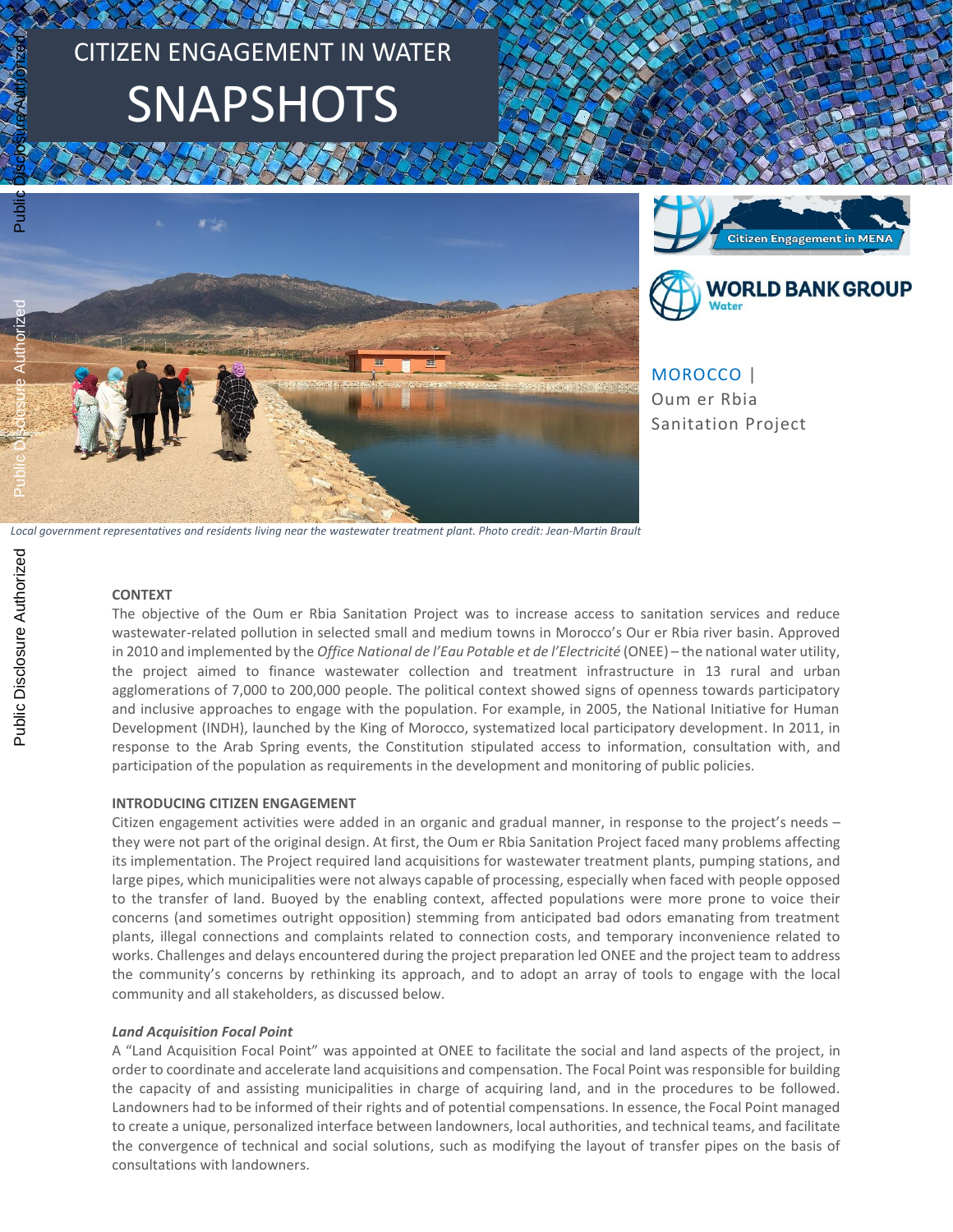# CITIZEN ENGAGEMENT IN WATER

# SNAPSHOTS

Citizen Engagement in MENA

WORLD BANK GROUP
Water

MOROCCO | Oum er Rbia Sanitation Project

*Local government representatives and residents living near the wastewater treatment plant. Photo credit: Jean-Martin Brault*

**CONTEXT**

The objective of the Oum er Rbia Sanitation Project was to increase access to sanitation services and reduce wastewater-related pollution in selected small and medium towns in Morocco's Our er Rbia river basin. Approved in 2010 and implemented by the *Office National de l'Eau Potable et de l'Electricité* (ONEE) – the national water utility, the project aimed to finance wastewater collection and treatment infrastructure in 13 rural and urban agglomerations of 7,000 to 200,000 people. The political context showed signs of openness towards participatory and inclusive approaches to engage with the population. For example, in 2005, the National Initiative for Human Development (INDH), launched by the King of Morocco, systematized local participatory development. In 2011, in response to the Arab Spring events, the Constitution stipulated access to information, consultation with, and participation of the population as requirements in the development and monitoring of public policies.

**INTRODUCING CITIZEN ENGAGEMENT**

Citizen engagement activities were added in an organic and gradual manner, in response to the project's needs – they were not part of the original design. At first, the Oum er Rbia Sanitation Project faced many problems affecting its implementation. The Project required land acquisitions for wastewater treatment plants, pumping stations, and large pipes, which municipalities were not always capable of processing, especially when faced with people opposed to the transfer of land. Buoyed by the enabling context, affected populations were more prone to voice their concerns (and sometimes outright opposition) stemming from anticipated bad odors emanating from treatment plants, illegal connections and complaints related to connection costs, and temporary inconvenience related to works. Challenges and delays encountered during the project preparation led ONEE and the project team to address the community's concerns by rethinking its approach, and to adopt an array of tools to engage with the local community and all stakeholders, as discussed below.

***Land Acquisition Focal Point***

A "Land Acquisition Focal Point" was appointed at ONEE to facilitate the social and land aspects of the project, in order to coordinate and accelerate land acquisitions and compensation. The Focal Point was responsible for building the capacity of and assisting municipalities in charge of acquiring land, and in the procedures to be followed. Landowners had to be informed of their rights and of potential compensations. In essence, the Focal Point managed to create a unique, personalized interface between landowners, local authorities, and technical teams, and facilitate the convergence of technical and social solutions, such as modifying the layout of transfer pipes on the basis of consultations with landowners.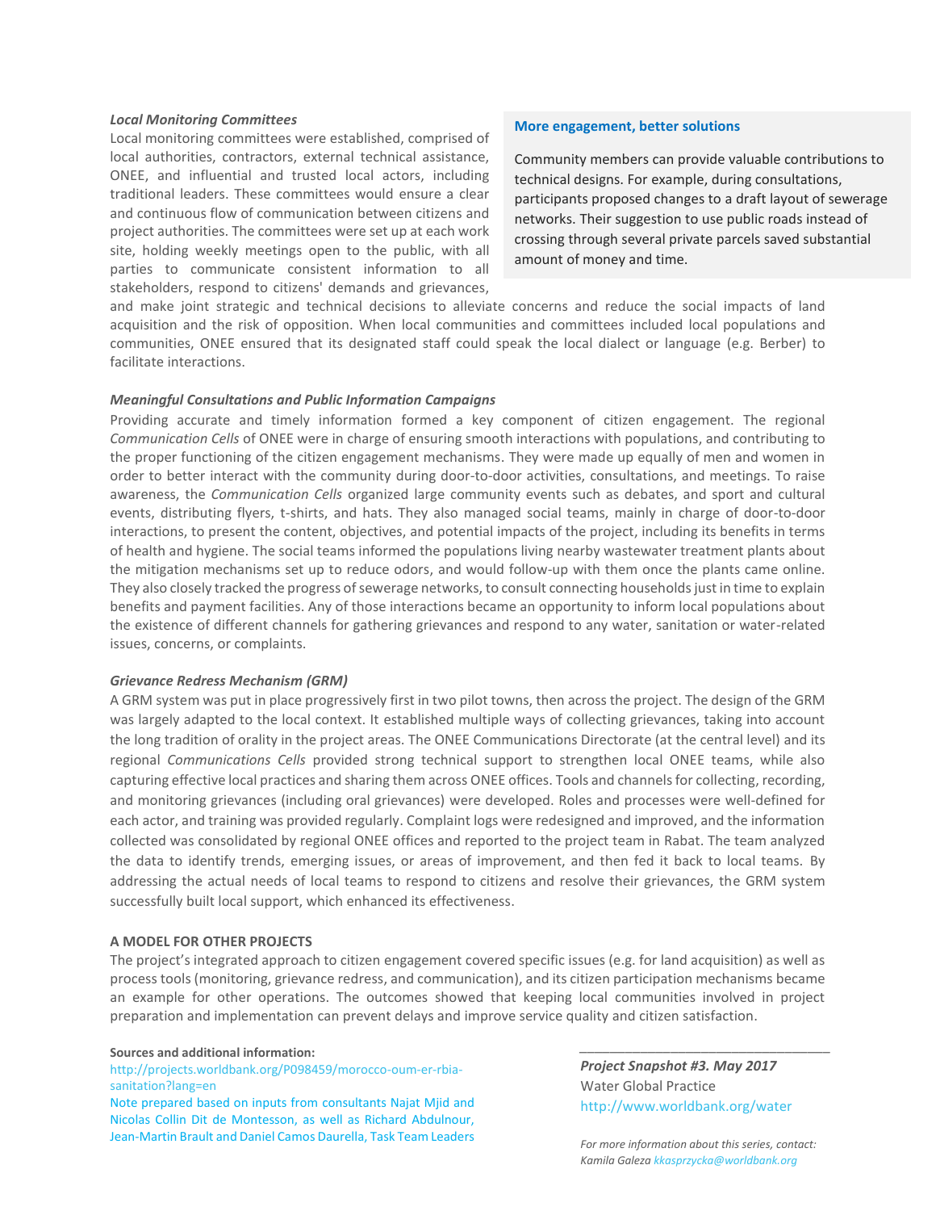*Local Monitoring Committees*

Local monitoring committees were established, comprised of local authorities, contractors, external technical assistance, ONEE, and influential and trusted local actors, including traditional leaders. These committees would ensure a clear and continuous flow of communication between citizens and project authorities. The committees were set up at each work site, holding weekly meetings open to the public, with all parties to communicate consistent information to all stakeholders, respond to citizens' demands and grievances, and make joint strategic and technical decisions to alleviate concerns and reduce the social impacts of land acquisition and the risk of opposition. When local communities and committees included local populations and communities, ONEE ensured that its designated staff could speak the local dialect or language (e.g. Berber) to facilitate interactions.

**More engagement, better solutions**

Community members can provide valuable contributions to technical designs. For example, during consultations, participants proposed changes to a draft layout of sewerage networks. Their suggestion to use public roads instead of crossing through several private parcels saved substantial amount of money and time.

***Meaningful Consultations and Public Information Campaigns***

Providing accurate and timely information formed a key component of citizen engagement. The regional *Communication Cells* of ONEE were in charge of ensuring smooth interactions with populations, and contributing to the proper functioning of the citizen engagement mechanisms. They were made up equally of men and women in order to better interact with the community during door-to-door activities, consultations, and meetings. To raise awareness, the *Communication Cells* organized large community events such as debates, and sport and cultural events, distributing flyers, t-shirts, and hats. They also managed social teams, mainly in charge of door-to-door interactions, to present the content, objectives, and potential impacts of the project, including its benefits in terms of health and hygiene. The social teams informed the populations living nearby wastewater treatment plants about the mitigation mechanisms set up to reduce odors, and would follow-up with them once the plants came online. They also closely tracked the progress of sewerage networks, to consult connecting households just in time to explain benefits and payment facilities. Any of those interactions became an opportunity to inform local populations about the existence of different channels for gathering grievances and respond to any water, sanitation or water-related issues, concerns, or complaints.

***Grievance Redress Mechanism (GRM)***

A GRM system was put in place progressively first in two pilot towns, then across the project. The design of the GRM was largely adapted to the local context. It established multiple ways of collecting grievances, taking into account the long tradition of orality in the project areas. The ONEE Communications Directorate (at the central level) and its regional *Communications Cells* provided strong technical support to strengthen local ONEE teams, while also capturing effective local practices and sharing them across ONEE offices. Tools and channels for collecting, recording, and monitoring grievances (including oral grievances) were developed. Roles and processes were well-defined for each actor, and training was provided regularly. Complaint logs were redesigned and improved, and the information collected was consolidated by regional ONEE offices and reported to the project team in Rabat. The team analyzed the data to identify trends, emerging issues, or areas of improvement, and then fed it back to local teams. By addressing the actual needs of local teams to respond to citizens and resolve their grievances, the GRM system successfully built local support, which enhanced its effectiveness.

**A MODEL FOR OTHER PROJECTS**

The project's integrated approach to citizen engagement covered specific issues (e.g. for land acquisition) as well as process tools (monitoring, grievance redress, and communication), and its citizen participation mechanisms became an example for other operations. The outcomes showed that keeping local communities involved in project preparation and implementation can prevent delays and improve service quality and citizen satisfaction.

**Sources and additional information:**

http://projects.worldbank.org/P098459/morocco-oum-er-rbia-sanitation?lang=en

Note prepared based on inputs from consultants Najat Mjid and Nicolas Collin Dit de Montesson, as well as Richard Abdulnour, Jean-Martin Brault and Daniel Camos Daurella, Task Team Leaders

***Project Snapshot #3. May 2017***

Water Global Practice

http://www.worldbank.org/water

*For more information about this series, contact: Kamila Galeza kkasprzycka@worldbank.org*